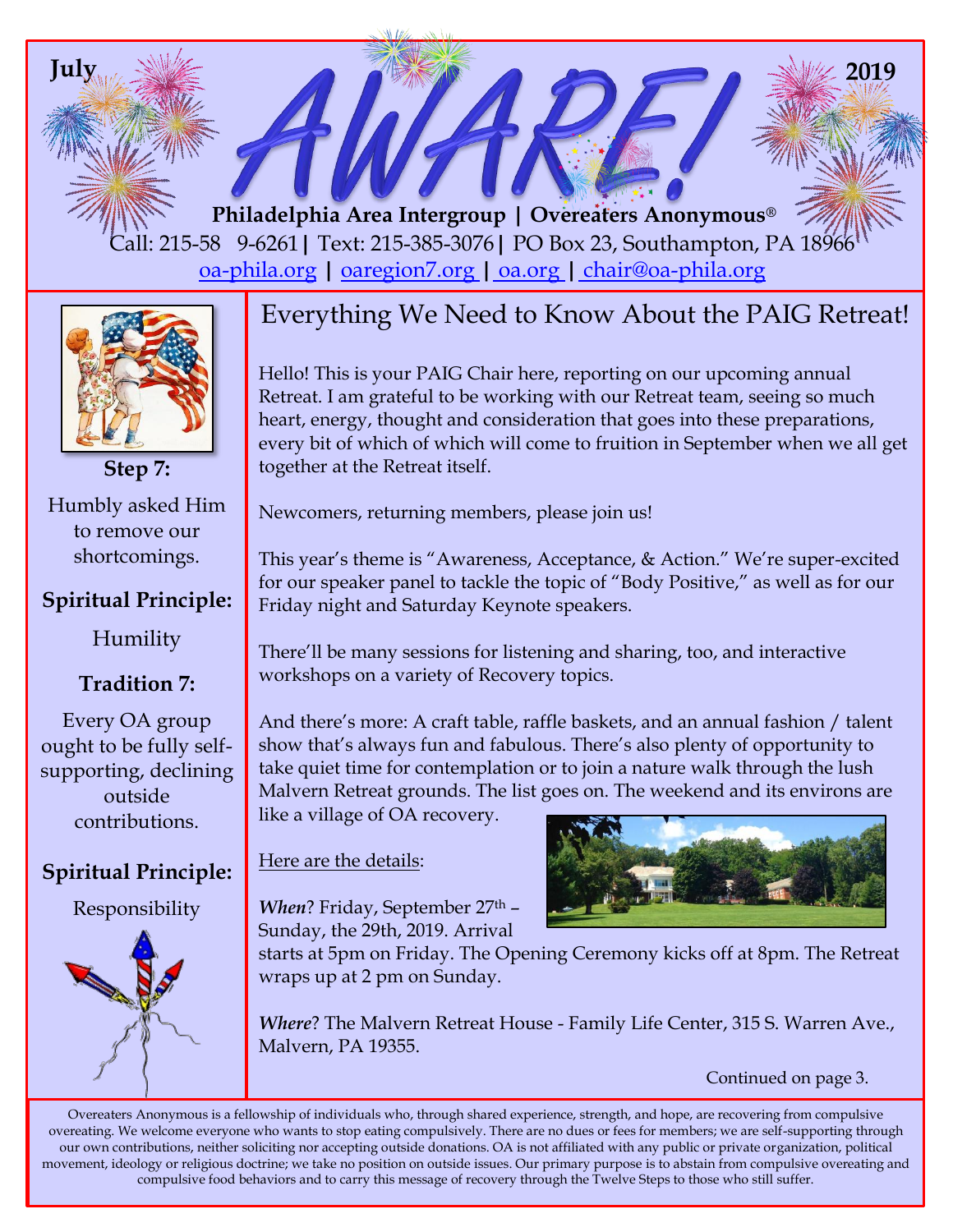July 2019

# AWARE!

**Philadelphia Area Intergroup | Overeaters Anonymous®**

Call: 215-58 9-6261 | Text: 215-385-3076 | PO Box 23, Southampton, PA 18966

oa-phila.org | oaregion7.org | oa.org | chair@oa-phila.org

**Step 7:**

Humbly asked Him to remove our shortcomings.

**Spiritual Principle:**

Humility

**Tradition 7:**

Every OA group ought to be fully self-supporting, declining outside contributions.

**Spiritual Principle:**

Responsibility

## Everything We Need to Know About the PAIG Retreat!

Hello! This is your PAIG Chair here, reporting on our upcoming annual Retreat. I am grateful to be working with our Retreat team, seeing so much heart, energy, thought and consideration that goes into these preparations, every bit of which of which will come to fruition in September when we all get together at the Retreat itself.

Newcomers, returning members, please join us!

This year's theme is "Awareness, Acceptance, & Action." We're super-excited for our speaker panel to tackle the topic of "Body Positive," as well as for our Friday night and Saturday Keynote speakers.

There'll be many sessions for listening and sharing, too, and interactive workshops on a variety of Recovery topics.

And there's more: A craft table, raffle baskets, and an annual fashion / talent show that's always fun and fabulous. There's also plenty of opportunity to take quiet time for contemplation or to join a nature walk through the lush Malvern Retreat grounds. The list goes on. The weekend and its environs are like a village of OA recovery.

Here are the details:

***When***? Friday, September 27th – Sunday, the 29th, 2019. Arrival starts at 5pm on Friday. The Opening Ceremony kicks off at 8pm. The Retreat wraps up at 2 pm on Sunday.

***Where***? The Malvern Retreat House - Family Life Center, 315 S. Warren Ave., Malvern, PA 19355.

Continued on page 3.

Overeaters Anonymous is a fellowship of individuals who, through shared experience, strength, and hope, are recovering from compulsive overeating. We welcome everyone who wants to stop eating compulsively. There are no dues or fees for members; we are self-supporting through our own contributions, neither soliciting nor accepting outside donations. OA is not affiliated with any public or private organization, political movement, ideology or religious doctrine; we take no position on outside issues. Our primary purpose is to abstain from compulsive overeating and compulsive food behaviors and to carry this message of recovery through the Twelve Steps to those who still suffer.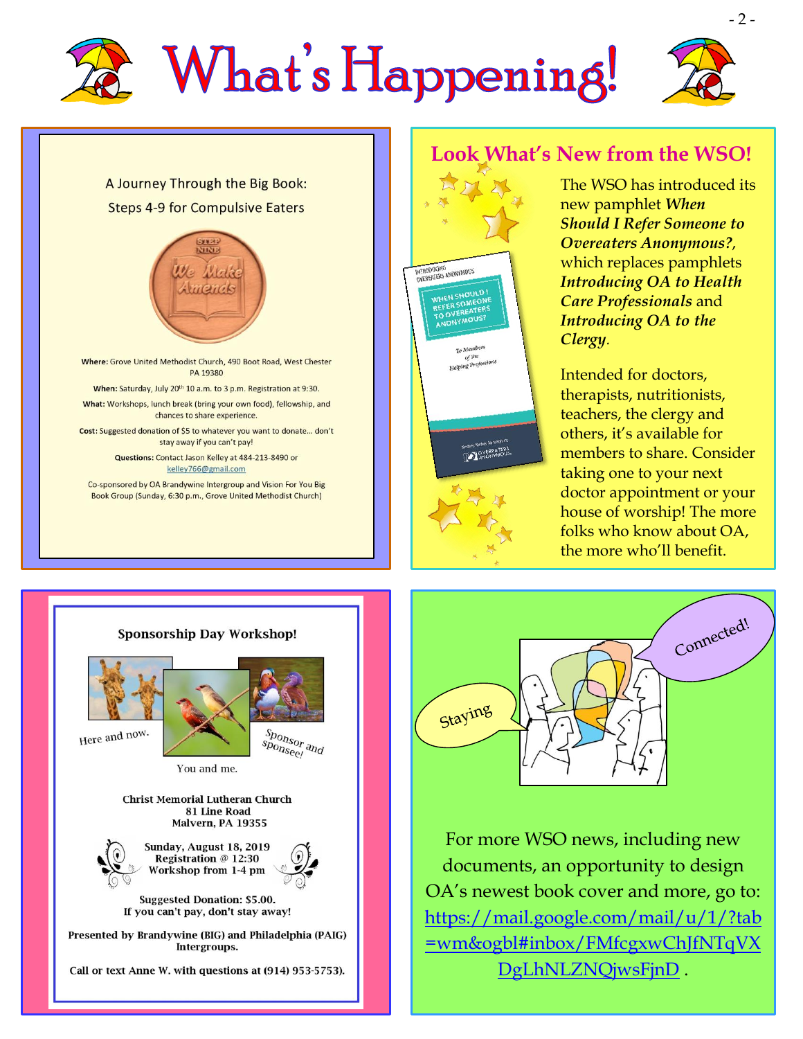# What's Happening!

A Journey Through the Big Book:

Steps 4-9 for Compulsive Eaters

**Where:** Grove United Methodist Church, 490 Boot Road, West Chester PA 19380

**When:** Saturday, July 20th 10 a.m. to 3 p.m. Registration at 9:30.

**What:** Workshops, lunch break (bring your own food), fellowship, and chances to share experience.

**Cost:** Suggested donation of $5 to whatever you want to donate… don't stay away if you can't pay!

**Questions:** Contact Jason Kelley at 484-213-8490 or kelley766@gmail.com

Co-sponsored by OA Brandywine Intergroup and Vision For You Big Book Group (Sunday, 6:30 p.m., Grove United Methodist Church)

## Look What's New from the WSO!

The WSO has introduced its new pamphlet ***When Should I Refer Someone to Overeaters Anonymous?***, which replaces pamphlets ***Introducing OA to Health Care Professionals*** and ***Introducing OA to the Clergy***.

Intended for doctors, therapists, nutritionists, teachers, the clergy and others, it's available for members to share. Consider taking one to your next doctor appointment or your house of worship! The more folks who know about OA, the more who'll benefit.

**Sponsorship Day Workshop!**

Here and now. You and me. Sponsor and sponsee!

**Christ Memorial Lutheran Church**
**81 Line Road**
**Malvern, PA 19355**

**Sunday, August 18, 2019**
**Registration @ 12:30**
**Workshop from 1-4 pm**

**Suggested Donation: $5.00.**
**If you can't pay, don't stay away!**

**Presented by Brandywine (BIG) and Philadelphia (PAIG) Intergroups.**

**Call or text Anne W. with questions at (914) 953-5753).**

Staying Connected!

For more WSO news, including new documents, an opportunity to design OA's newest book cover and more, go to: https://mail.google.com/mail/u/1/?tab=wm&ogbl#inbox/FMfcgxwChJfNTqVXDgLhNLZNQjwsFjnD .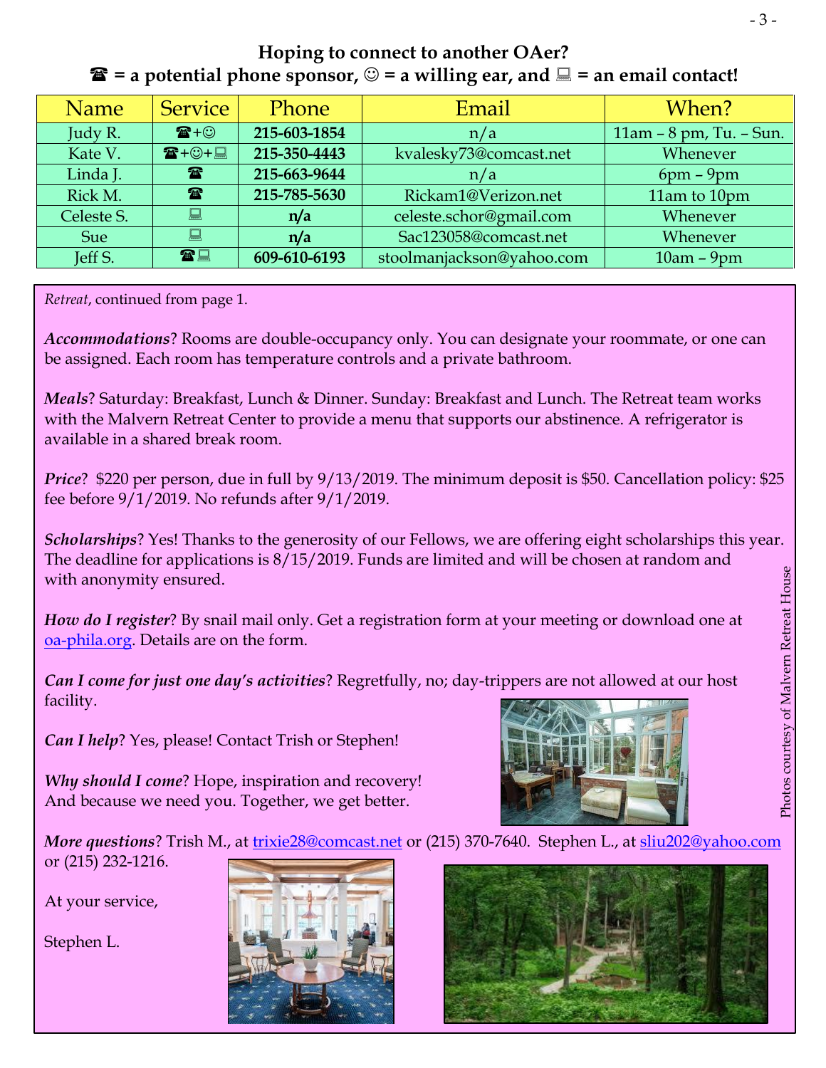## Hoping to connect to another OAer?
## ☎ = a potential phone sponsor, ☺ = a willing ear, and 💻 = an email contact!

| Name | Service | Phone | Email | When? |
|---|---|---|---|---|
| Judy R. | ☎+☺ | **215-603-1854** | n/a | 11am – 8 pm, Tu. – Sun. |
| Kate V. | ☎+☺+💻 | **215-350-4443** | kvalesky73@comcast.net | Whenever |
| Linda J. | ☎ | **215-663-9644** | n/a | 6pm – 9pm |
| Rick M. | ☎ | **215-785-5630** | Rickam1@Verizon.net | 11am to 10pm |
| Celeste S. | 💻 | **n/a** | celeste.schor@gmail.com | Whenever |
| Sue | 💻 | **n/a** | Sac123058@comcast.net | Whenever |
| Jeff S. | ☎💻 | **609-610-6193** | stoolmanjackson@yahoo.com | 10am – 9pm |

*Retreat*, continued from page 1.

***Accommodations***? Rooms are double-occupancy only. You can designate your roommate, or one can be assigned. Each room has temperature controls and a private bathroom.

***Meals***? Saturday: Breakfast, Lunch & Dinner. Sunday: Breakfast and Lunch. The Retreat team works with the Malvern Retreat Center to provide a menu that supports our abstinence. A refrigerator is available in a shared break room.

***Price***? $220 per person, due in full by 9/13/2019. The minimum deposit is $50. Cancellation policy: $25 fee before 9/1/2019. No refunds after 9/1/2019.

***Scholarships***? Yes! Thanks to the generosity of our Fellows, we are offering eight scholarships this year. The deadline for applications is 8/15/2019. Funds are limited and will be chosen at random and with anonymity ensured.

***How do I register***? By snail mail only. Get a registration form at your meeting or download one at oa-phila.org. Details are on the form.

***Can I come for just one day's activities***? Regretfully, no; day-trippers are not allowed at our host facility.

***Can I help***? Yes, please! Contact Trish or Stephen!

***Why should I come***? Hope, inspiration and recovery! And because we need you. Together, we get better.

***More questions***? Trish M., at trixie28@comcast.net or (215) 370-7640. Stephen L., at sliu202@yahoo.com or (215) 232-1216.

At your service,

Stephen L.

Photos courtesy of Malvern Retreat House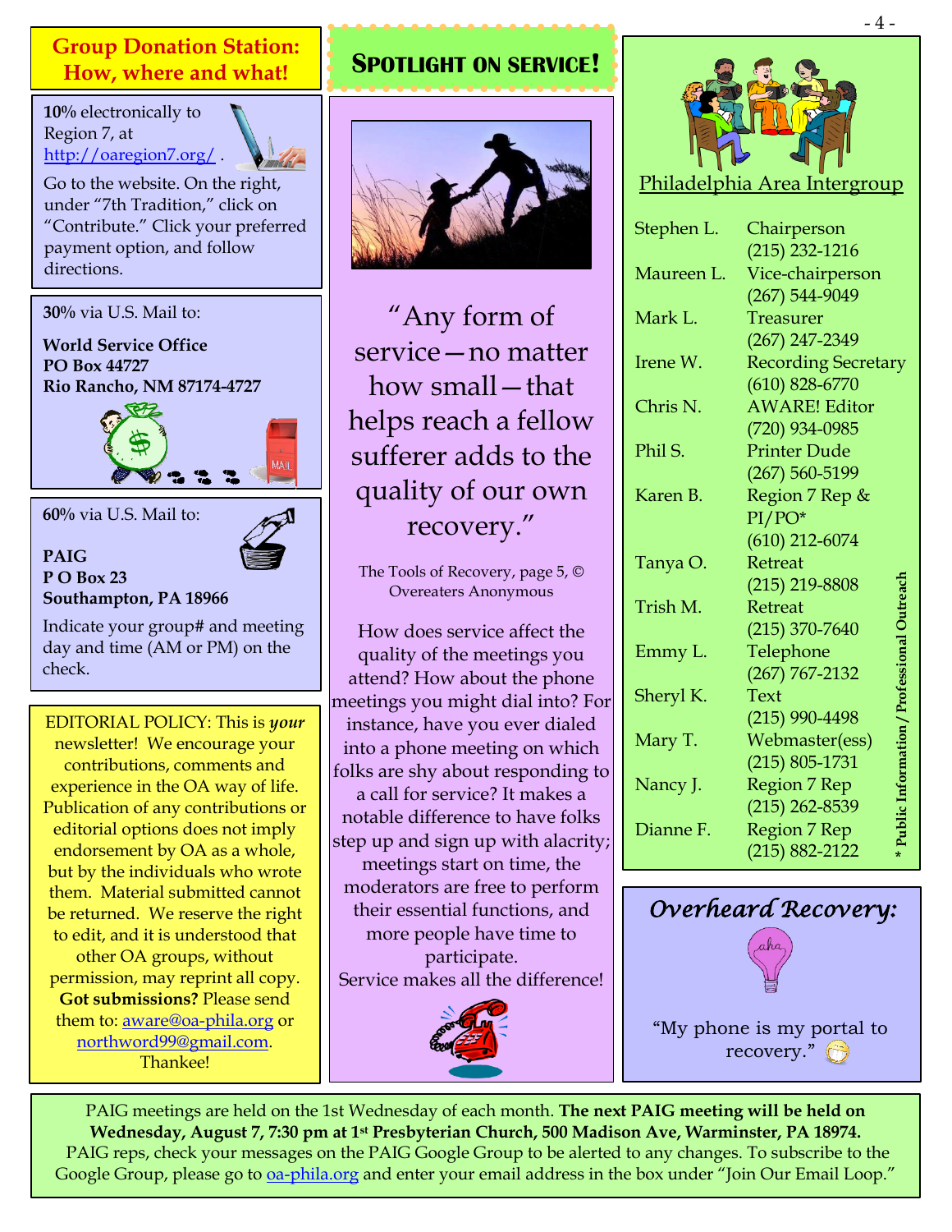## Group Donation Station: How, where and what!

**10%** electronically to Region 7, at http://oaregion7.org/ .

Go to the website. On the right, under "7th Tradition," click on "Contribute." Click your preferred payment option, and follow directions.

**30%** via U.S. Mail to:

**World Service Office**
**PO Box 44727**
**Rio Rancho, NM 87174-4727**

**60%** via U.S. Mail to:

**PAIG**
**P O Box 23**
**Southampton, PA 18966**

Indicate your group# and meeting day and time (AM or PM) on the check.

EDITORIAL POLICY: This is ***your*** newsletter! We encourage your contributions, comments and experience in the OA way of life. Publication of any contributions or editorial options does not imply endorsement by OA as a whole, but by the individuals who wrote them. Material submitted cannot be returned. We reserve the right to edit, and it is understood that other OA groups, without permission, may reprint all copy. **Got submissions?** Please send them to: aware@oa-phila.org or northword99@gmail.com. Thankee!

## Spotlight on Service!

"Any form of service—no matter how small—that helps reach a fellow sufferer adds to the quality of our own recovery."

The Tools of Recovery, page 5, © Overeaters Anonymous

How does service affect the quality of the meetings you attend? How about the phone meetings you might dial into? For instance, have you ever dialed into a phone meeting on which folks are shy about responding to a call for service? It makes a notable difference to have folks step up and sign up with alacrity; meetings start on time, the moderators are free to perform their essential functions, and more people have time to participate.
Service makes all the difference!

## Philadelphia Area Intergroup

| | |
|---|---|
| Stephen L. | Chairperson (215) 232-1216 |
| Maureen L. | Vice-chairperson (267) 544-9049 |
| Mark L. | Treasurer (267) 247-2349 |
| Irene W. | Recording Secretary (610) 828-6770 |
| Chris N. | AWARE! Editor (720) 934-0985 |
| Phil S. | Printer Dude (267) 560-5199 |
| Karen B. | Region 7 Rep & PI/PO* (610) 212-6074 |
| Tanya O. | Retreat (215) 219-8808 |
| Trish M. | Retreat (215) 370-7640 |
| Emmy L. | Telephone (267) 767-2132 |
| Sheryl K. | Text (215) 990-4498 |
| Mary T. | Webmaster(ess) (215) 805-1731 |
| Nancy J. | Region 7 Rep (215) 262-8539 |
| Dianne F. | Region 7 Rep (215) 882-2122 |

\* Public Information / Professional Outreach

## Overheard Recovery:

"My phone is my portal to recovery."

PAIG meetings are held on the 1st Wednesday of each month. **The next PAIG meeting will be held on Wednesday, August 7, 7:30 pm at 1st Presbyterian Church, 500 Madison Ave, Warminster, PA 18974.** PAIG reps, check your messages on the PAIG Google Group to be alerted to any changes. To subscribe to the Google Group, please go to oa-phila.org and enter your email address in the box under "Join Our Email Loop."